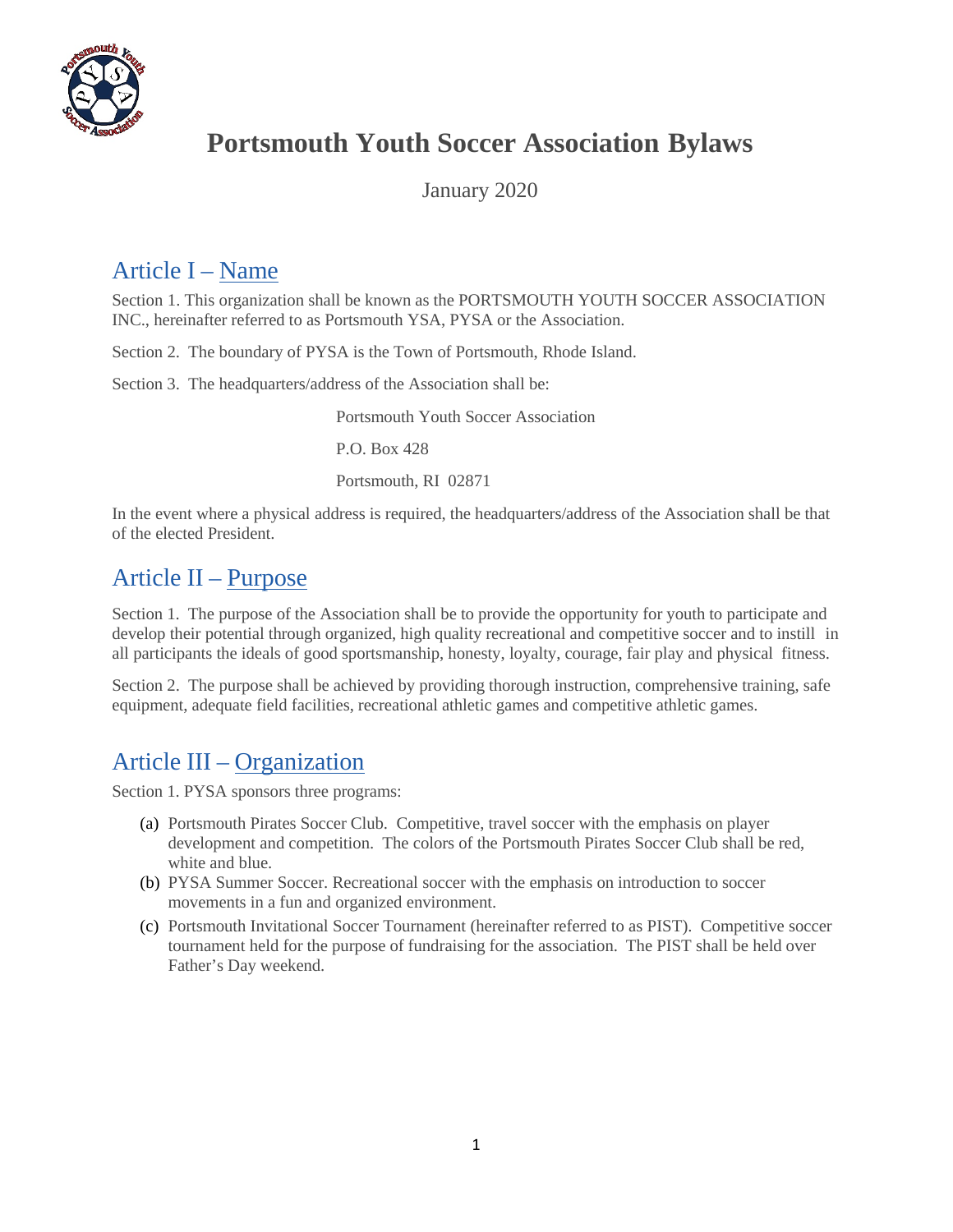# Portsmouth Youth Soccer Association Bylaws

January 2020

## Article I – Name

Section 1. This organization shall be known as the PORTSMOUTH YOUTH SOCCER ASSOCIATION INC., hereinafter referred to as Portsmouth YSA, PYSA or the Association.

Section 2. The boundary of PYSA is the Town of Portsmouth, Rhode Island.

Section 3. The headquarters/address of the Association shall be:

Portsmouth Youth Soccer Association

P.O. Box 428

Portsmouth, RI 02871

In the event where a physical address is required, the headquarters/address of the Association shall be that of the elected President.

## Article II – Purpose

Section 1. The purpose of the Association shall be to provide the opportunity for youth to participate and develop their potential through organized, high quality recreational and competitive soccer and to instill in all participants the ideals of good sportsmanship, honesty, loyalty, courage, fair play and physical fitness.

Section 2. The purpose shall be achieved by providing thorough instruction, comprehensive training, safe equipment, adequate field facilities, recreational athletic games and competitive athletic games.

## Article III – Organization

Section 1. PYSA sponsors three programs:

(a) Portsmouth Pirates Soccer Club. Competitive, travel soccer with the emphasis on player development and competition. The colors of the Portsmouth Pirates Soccer Club shall be red, white and blue.

(b) PYSA Summer Soccer. Recreational soccer with the emphasis on introduction to soccer movements in a fun and organized environment.

(c) Portsmouth Invitational Soccer Tournament (hereinafter referred to as PIST). Competitive soccer tournament held for the purpose of fundraising for the association. The PIST shall be held over Father's Day weekend.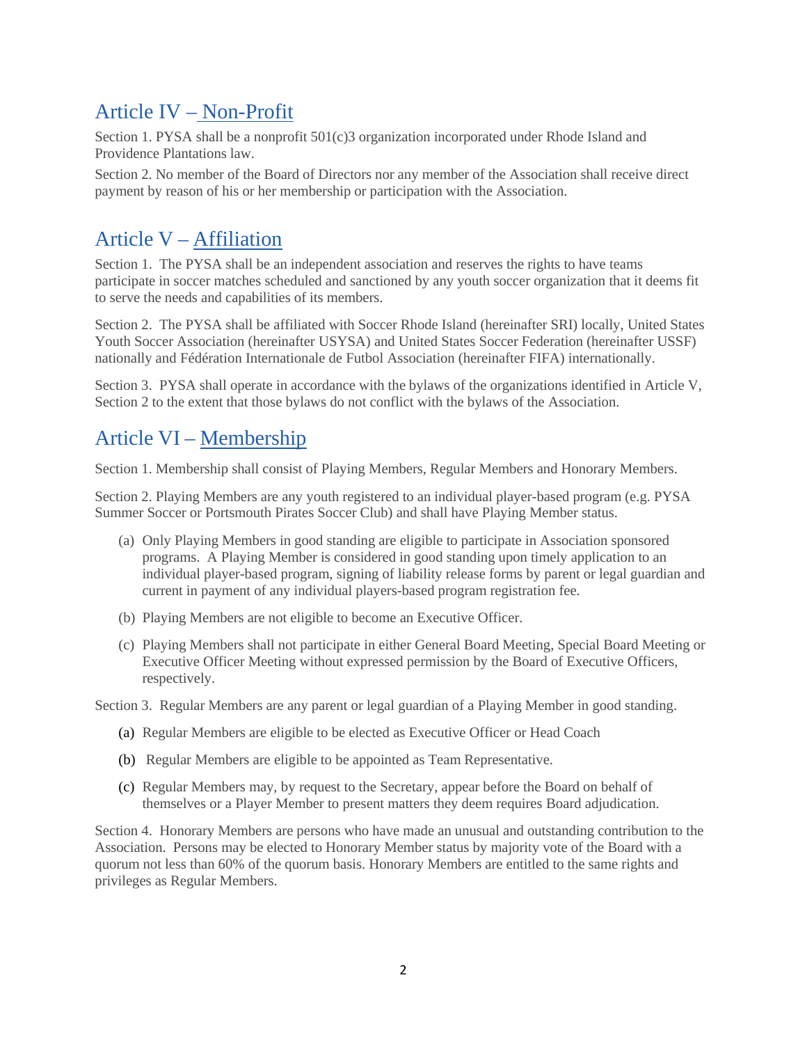## Article IV – Non-Profit

Section 1. PYSA shall be a nonprofit 501(c)3 organization incorporated under Rhode Island and Providence Plantations law.

Section 2. No member of the Board of Directors nor any member of the Association shall receive direct payment by reason of his or her membership or participation with the Association.

## Article V – Affiliation

Section 1. The PYSA shall be an independent association and reserves the rights to have teams participate in soccer matches scheduled and sanctioned by any youth soccer organization that it deems fit to serve the needs and capabilities of its members.

Section 2. The PYSA shall be affiliated with Soccer Rhode Island (hereinafter SRI) locally, United States Youth Soccer Association (hereinafter USYSA) and United States Soccer Federation (hereinafter USSF) nationally and Fédération Internationale de Futbol Association (hereinafter FIFA) internationally.

Section 3. PYSA shall operate in accordance with the bylaws of the organizations identified in Article V, Section 2 to the extent that those bylaws do not conflict with the bylaws of the Association.

## Article VI – Membership

Section 1. Membership shall consist of Playing Members, Regular Members and Honorary Members.

Section 2. Playing Members are any youth registered to an individual player-based program (e.g. PYSA Summer Soccer or Portsmouth Pirates Soccer Club) and shall have Playing Member status.

(a) Only Playing Members in good standing are eligible to participate in Association sponsored programs. A Playing Member is considered in good standing upon timely application to an individual player-based program, signing of liability release forms by parent or legal guardian and current in payment of any individual players-based program registration fee.

(b) Playing Members are not eligible to become an Executive Officer.

(c) Playing Members shall not participate in either General Board Meeting, Special Board Meeting or Executive Officer Meeting without expressed permission by the Board of Executive Officers, respectively.

Section 3. Regular Members are any parent or legal guardian of a Playing Member in good standing.

(a) Regular Members are eligible to be elected as Executive Officer or Head Coach

(b) Regular Members are eligible to be appointed as Team Representative.

(c) Regular Members may, by request to the Secretary, appear before the Board on behalf of themselves or a Player Member to present matters they deem requires Board adjudication.

Section 4. Honorary Members are persons who have made an unusual and outstanding contribution to the Association. Persons may be elected to Honorary Member status by majority vote of the Board with a quorum not less than 60% of the quorum basis. Honorary Members are entitled to the same rights and privileges as Regular Members.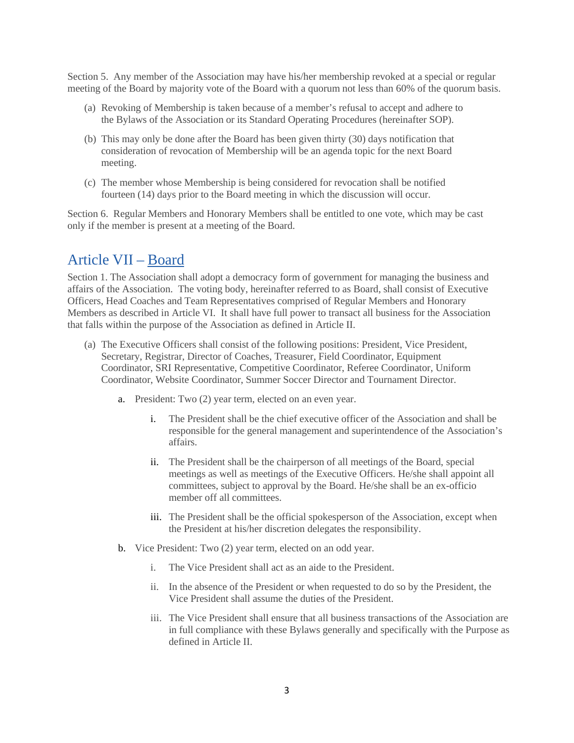Section 5. Any member of the Association may have his/her membership revoked at a special or regular meeting of the Board by majority vote of the Board with a quorum not less than 60% of the quorum basis.

(a) Revoking of Membership is taken because of a member's refusal to accept and adhere to the Bylaws of the Association or its Standard Operating Procedures (hereinafter SOP).

(b) This may only be done after the Board has been given thirty (30) days notification that consideration of revocation of Membership will be an agenda topic for the next Board meeting.

(c) The member whose Membership is being considered for revocation shall be notified fourteen (14) days prior to the Board meeting in which the discussion will occur.

Section 6. Regular Members and Honorary Members shall be entitled to one vote, which may be cast only if the member is present at a meeting of the Board.

## Article VII – Board

Section 1. The Association shall adopt a democracy form of government for managing the business and affairs of the Association. The voting body, hereinafter referred to as Board, shall consist of Executive Officers, Head Coaches and Team Representatives comprised of Regular Members and Honorary Members as described in Article VI. It shall have full power to transact all business for the Association that falls within the purpose of the Association as defined in Article II.

(a) The Executive Officers shall consist of the following positions: President, Vice President, Secretary, Registrar, Director of Coaches, Treasurer, Field Coordinator, Equipment Coordinator, SRI Representative, Competitive Coordinator, Referee Coordinator, Uniform Coordinator, Website Coordinator, Summer Soccer Director and Tournament Director.

a. President: Two (2) year term, elected on an even year.

  i. The President shall be the chief executive officer of the Association and shall be responsible for the general management and superintendence of the Association's affairs.

  ii. The President shall be the chairperson of all meetings of the Board, special meetings as well as meetings of the Executive Officers. He/she shall appoint all committees, subject to approval by the Board. He/she shall be an ex-officio member off all committees.

  iii. The President shall be the official spokesperson of the Association, except when the President at his/her discretion delegates the responsibility.

b. Vice President: Two (2) year term, elected on an odd year.

  i. The Vice President shall act as an aide to the President.

  ii. In the absence of the President or when requested to do so by the President, the Vice President shall assume the duties of the President.

  iii. The Vice President shall ensure that all business transactions of the Association are in full compliance with these Bylaws generally and specifically with the Purpose as defined in Article II.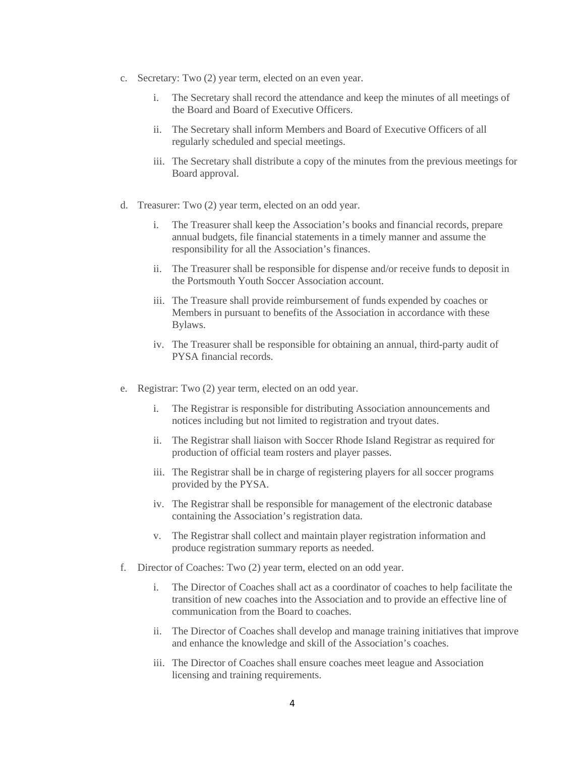c. Secretary: Two (2) year term, elected on an even year.

    i. The Secretary shall record the attendance and keep the minutes of all meetings of the Board and Board of Executive Officers.

    ii. The Secretary shall inform Members and Board of Executive Officers of all regularly scheduled and special meetings.

    iii. The Secretary shall distribute a copy of the minutes from the previous meetings for Board approval.

d. Treasurer: Two (2) year term, elected on an odd year.

    i. The Treasurer shall keep the Association's books and financial records, prepare annual budgets, file financial statements in a timely manner and assume the responsibility for all the Association's finances.

    ii. The Treasurer shall be responsible for dispense and/or receive funds to deposit in the Portsmouth Youth Soccer Association account.

    iii. The Treasure shall provide reimbursement of funds expended by coaches or Members in pursuant to benefits of the Association in accordance with these Bylaws.

    iv. The Treasurer shall be responsible for obtaining an annual, third-party audit of PYSA financial records.

e. Registrar: Two (2) year term, elected on an odd year.

    i. The Registrar is responsible for distributing Association announcements and notices including but not limited to registration and tryout dates.

    ii. The Registrar shall liaison with Soccer Rhode Island Registrar as required for production of official team rosters and player passes.

    iii. The Registrar shall be in charge of registering players for all soccer programs provided by the PYSA.

    iv. The Registrar shall be responsible for management of the electronic database containing the Association's registration data.

    v. The Registrar shall collect and maintain player registration information and produce registration summary reports as needed.

f. Director of Coaches: Two (2) year term, elected on an odd year.

    i. The Director of Coaches shall act as a coordinator of coaches to help facilitate the transition of new coaches into the Association and to provide an effective line of communication from the Board to coaches.

    ii. The Director of Coaches shall develop and manage training initiatives that improve and enhance the knowledge and skill of the Association's coaches.

    iii. The Director of Coaches shall ensure coaches meet league and Association licensing and training requirements.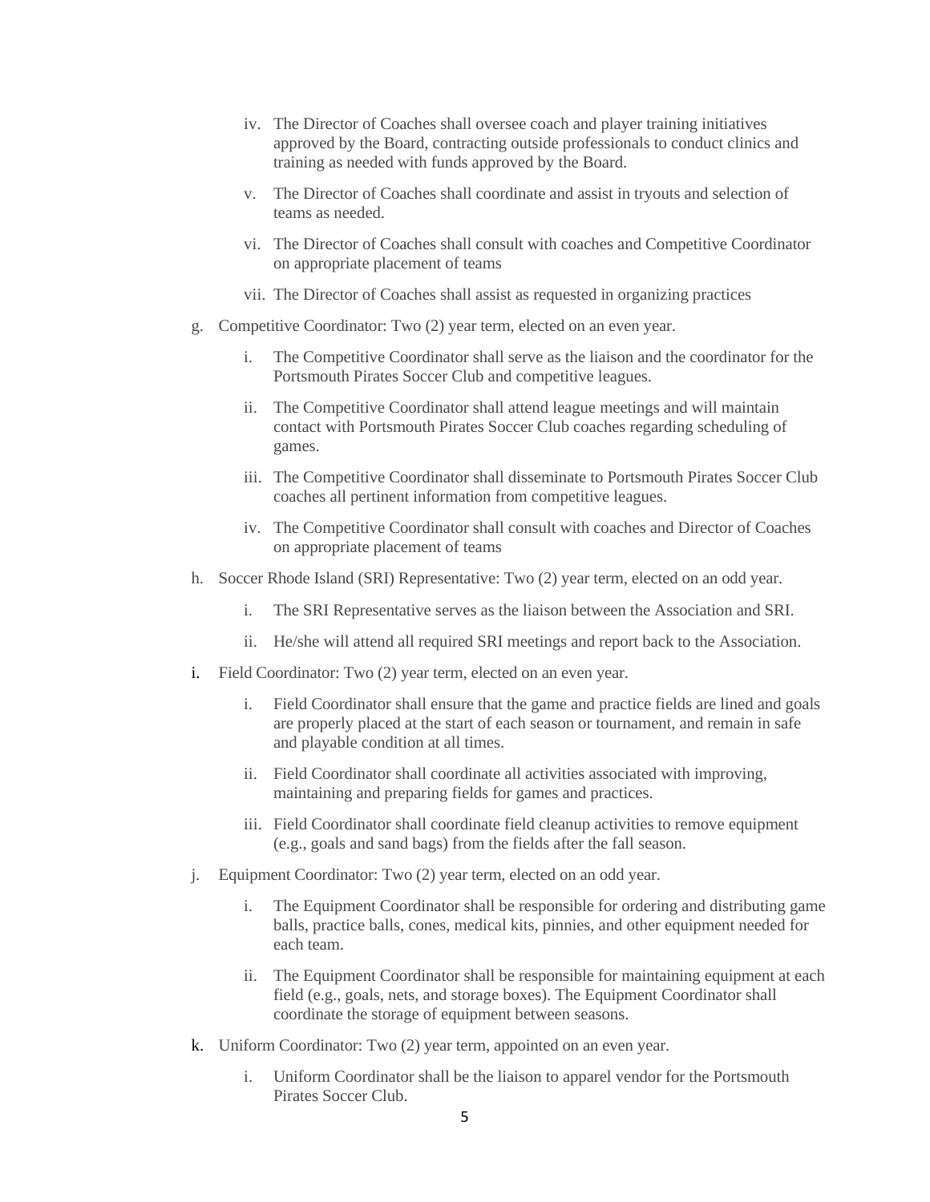iv. The Director of Coaches shall oversee coach and player training initiatives approved by the Board, contracting outside professionals to conduct clinics and training as needed with funds approved by the Board.

v. The Director of Coaches shall coordinate and assist in tryouts and selection of teams as needed.

vi. The Director of Coaches shall consult with coaches and Competitive Coordinator on appropriate placement of teams

vii. The Director of Coaches shall assist as requested in organizing practices

g. Competitive Coordinator: Two (2) year term, elected on an even year.

  i. The Competitive Coordinator shall serve as the liaison and the coordinator for the Portsmouth Pirates Soccer Club and competitive leagues.

  ii. The Competitive Coordinator shall attend league meetings and will maintain contact with Portsmouth Pirates Soccer Club coaches regarding scheduling of games.

  iii. The Competitive Coordinator shall disseminate to Portsmouth Pirates Soccer Club coaches all pertinent information from competitive leagues.

  iv. The Competitive Coordinator shall consult with coaches and Director of Coaches on appropriate placement of teams

h. Soccer Rhode Island (SRI) Representative: Two (2) year term, elected on an odd year.

  i. The SRI Representative serves as the liaison between the Association and SRI.

  ii. He/she will attend all required SRI meetings and report back to the Association.

i. Field Coordinator: Two (2) year term, elected on an even year.

  i. Field Coordinator shall ensure that the game and practice fields are lined and goals are properly placed at the start of each season or tournament, and remain in safe and playable condition at all times.

  ii. Field Coordinator shall coordinate all activities associated with improving, maintaining and preparing fields for games and practices.

  iii. Field Coordinator shall coordinate field cleanup activities to remove equipment (e.g., goals and sand bags) from the fields after the fall season.

j. Equipment Coordinator: Two (2) year term, elected on an odd year.

  i. The Equipment Coordinator shall be responsible for ordering and distributing game balls, practice balls, cones, medical kits, pinnies, and other equipment needed for each team.

  ii. The Equipment Coordinator shall be responsible for maintaining equipment at each field (e.g., goals, nets, and storage boxes). The Equipment Coordinator shall coordinate the storage of equipment between seasons.

k. Uniform Coordinator: Two (2) year term, appointed on an even year.

  i. Uniform Coordinator shall be the liaison to apparel vendor for the Portsmouth Pirates Soccer Club.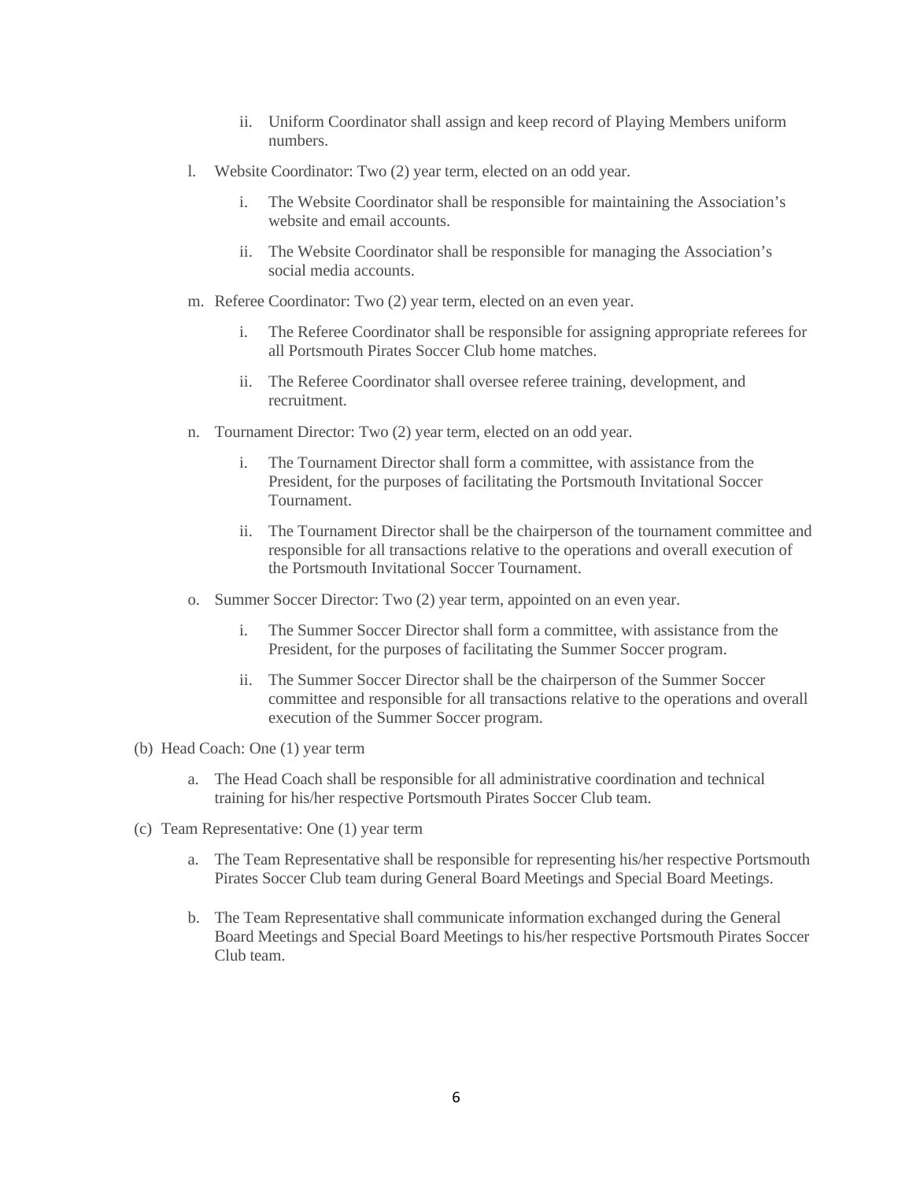- ii. Uniform Coordinator shall assign and keep record of Playing Members uniform numbers.

- l. Website Coordinator: Two (2) year term, elected on an odd year.
   - i. The Website Coordinator shall be responsible for maintaining the Association's website and email accounts.
   - ii. The Website Coordinator shall be responsible for managing the Association's social media accounts.

- m. Referee Coordinator: Two (2) year term, elected on an even year.
   - i. The Referee Coordinator shall be responsible for assigning appropriate referees for all Portsmouth Pirates Soccer Club home matches.
   - ii. The Referee Coordinator shall oversee referee training, development, and recruitment.

- n. Tournament Director: Two (2) year term, elected on an odd year.
   - i. The Tournament Director shall form a committee, with assistance from the President, for the purposes of facilitating the Portsmouth Invitational Soccer Tournament.
   - ii. The Tournament Director shall be the chairperson of the tournament committee and responsible for all transactions relative to the operations and overall execution of the Portsmouth Invitational Soccer Tournament.

- o. Summer Soccer Director: Two (2) year term, appointed on an even year.
   - i. The Summer Soccer Director shall form a committee, with assistance from the President, for the purposes of facilitating the Summer Soccer program.
   - ii. The Summer Soccer Director shall be the chairperson of the Summer Soccer committee and responsible for all transactions relative to the operations and overall execution of the Summer Soccer program.

(b) Head Coach: One (1) year term

- a. The Head Coach shall be responsible for all administrative coordination and technical training for his/her respective Portsmouth Pirates Soccer Club team.

(c) Team Representative: One (1) year term

- a. The Team Representative shall be responsible for representing his/her respective Portsmouth Pirates Soccer Club team during General Board Meetings and Special Board Meetings.
- b. The Team Representative shall communicate information exchanged during the General Board Meetings and Special Board Meetings to his/her respective Portsmouth Pirates Soccer Club team.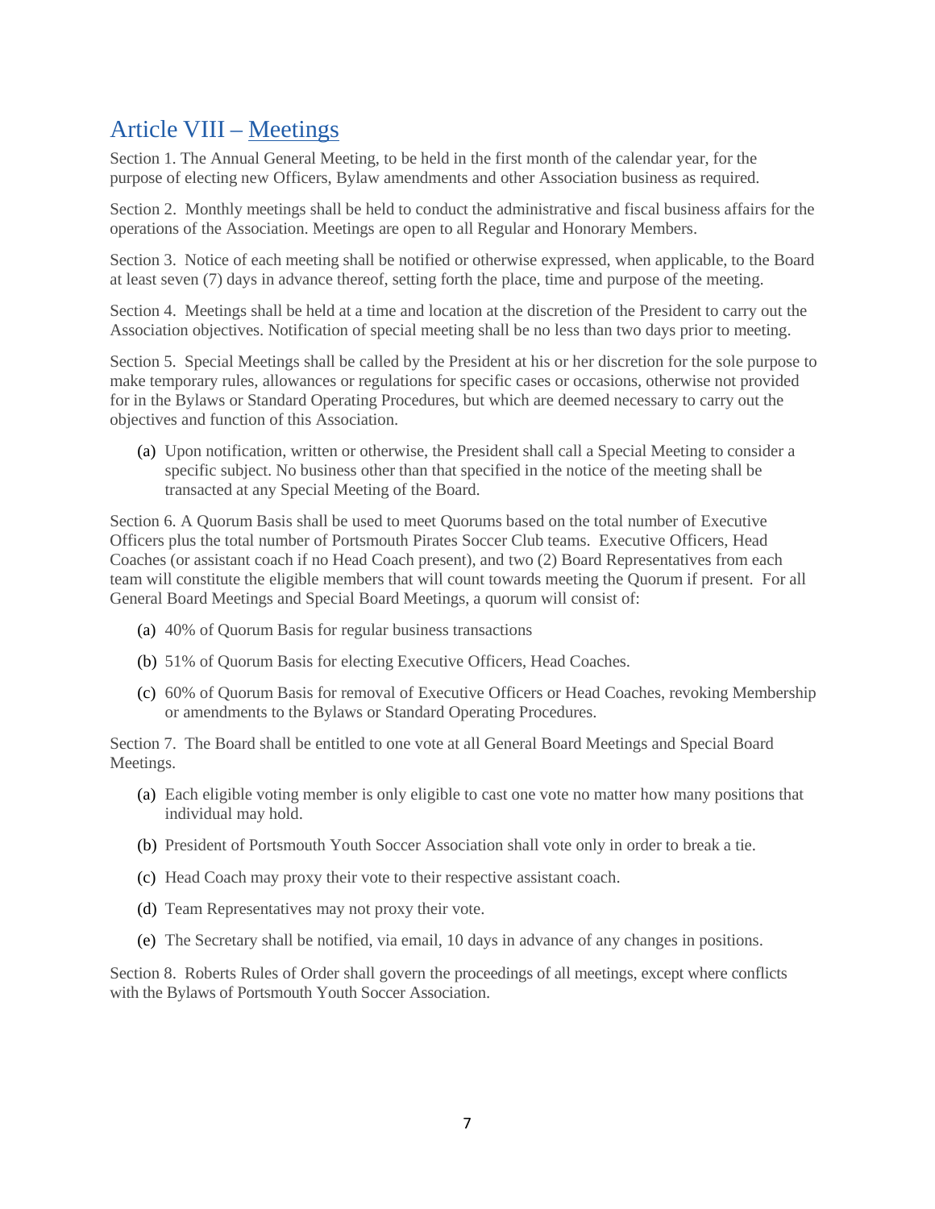## Article VIII – Meetings

Section 1. The Annual General Meeting, to be held in the first month of the calendar year, for the purpose of electing new Officers, Bylaw amendments and other Association business as required.

Section 2. Monthly meetings shall be held to conduct the administrative and fiscal business affairs for the operations of the Association. Meetings are open to all Regular and Honorary Members.

Section 3. Notice of each meeting shall be notified or otherwise expressed, when applicable, to the Board at least seven (7) days in advance thereof, setting forth the place, time and purpose of the meeting.

Section 4. Meetings shall be held at a time and location at the discretion of the President to carry out the Association objectives. Notification of special meeting shall be no less than two days prior to meeting.

Section 5. Special Meetings shall be called by the President at his or her discretion for the sole purpose to make temporary rules, allowances or regulations for specific cases or occasions, otherwise not provided for in the Bylaws or Standard Operating Procedures, but which are deemed necessary to carry out the objectives and function of this Association.

(a) Upon notification, written or otherwise, the President shall call a Special Meeting to consider a specific subject. No business other than that specified in the notice of the meeting shall be transacted at any Special Meeting of the Board.

Section 6. A Quorum Basis shall be used to meet Quorums based on the total number of Executive Officers plus the total number of Portsmouth Pirates Soccer Club teams. Executive Officers, Head Coaches (or assistant coach if no Head Coach present), and two (2) Board Representatives from each team will constitute the eligible members that will count towards meeting the Quorum if present. For all General Board Meetings and Special Board Meetings, a quorum will consist of:

(a) 40% of Quorum Basis for regular business transactions

(b) 51% of Quorum Basis for electing Executive Officers, Head Coaches.

(c) 60% of Quorum Basis for removal of Executive Officers or Head Coaches, revoking Membership or amendments to the Bylaws or Standard Operating Procedures.

Section 7. The Board shall be entitled to one vote at all General Board Meetings and Special Board Meetings.

(a) Each eligible voting member is only eligible to cast one vote no matter how many positions that individual may hold.

(b) President of Portsmouth Youth Soccer Association shall vote only in order to break a tie.

(c) Head Coach may proxy their vote to their respective assistant coach.

(d) Team Representatives may not proxy their vote.

(e) The Secretary shall be notified, via email, 10 days in advance of any changes in positions.

Section 8. Roberts Rules of Order shall govern the proceedings of all meetings, except where conflicts with the Bylaws of Portsmouth Youth Soccer Association.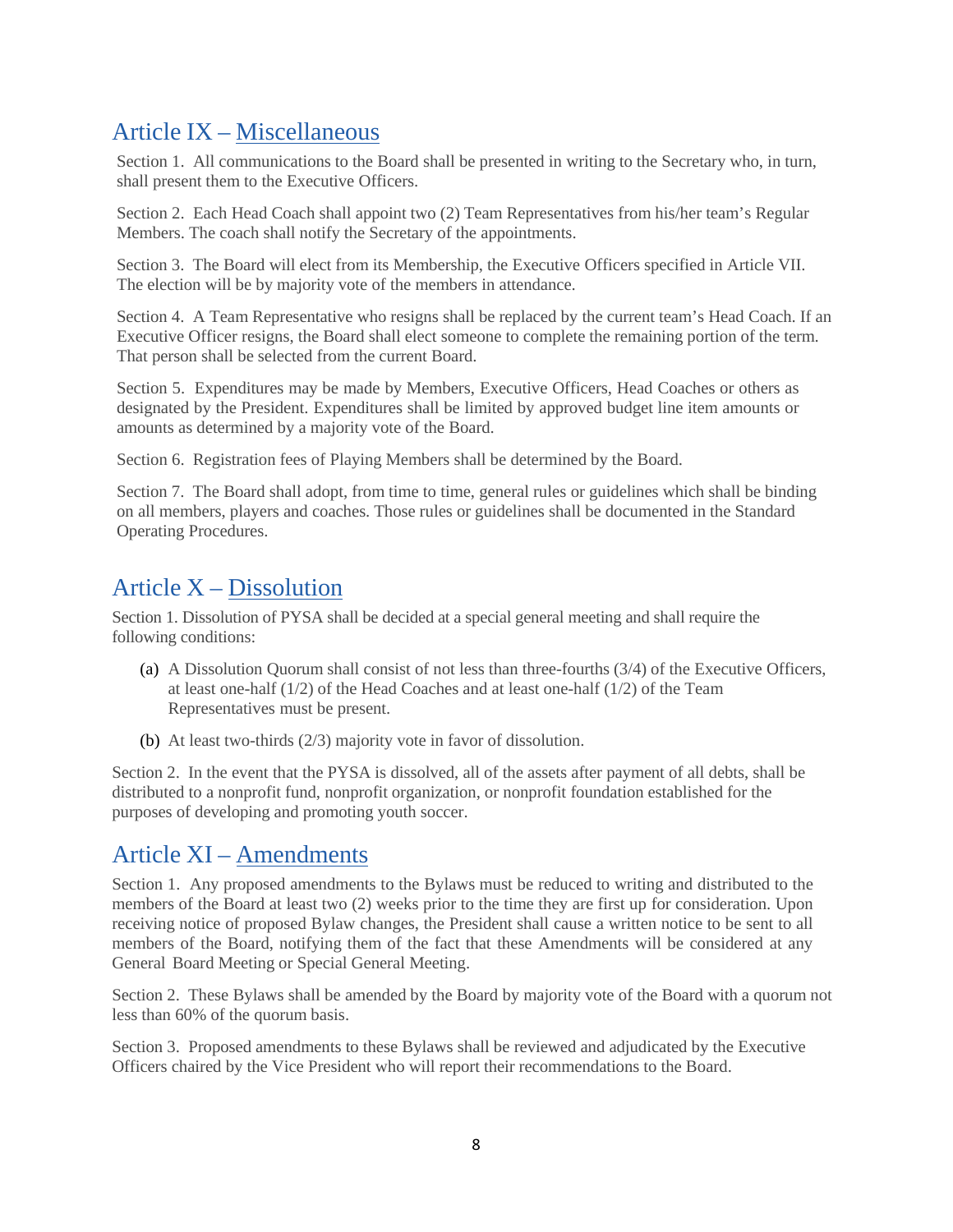## Article IX – Miscellaneous

Section 1. All communications to the Board shall be presented in writing to the Secretary who, in turn, shall present them to the Executive Officers.

Section 2. Each Head Coach shall appoint two (2) Team Representatives from his/her team's Regular Members. The coach shall notify the Secretary of the appointments.

Section 3. The Board will elect from its Membership, the Executive Officers specified in Article VII. The election will be by majority vote of the members in attendance.

Section 4. A Team Representative who resigns shall be replaced by the current team's Head Coach. If an Executive Officer resigns, the Board shall elect someone to complete the remaining portion of the term. That person shall be selected from the current Board.

Section 5. Expenditures may be made by Members, Executive Officers, Head Coaches or others as designated by the President. Expenditures shall be limited by approved budget line item amounts or amounts as determined by a majority vote of the Board.

Section 6. Registration fees of Playing Members shall be determined by the Board.

Section 7. The Board shall adopt, from time to time, general rules or guidelines which shall be binding on all members, players and coaches. Those rules or guidelines shall be documented in the Standard Operating Procedures.

## Article X – Dissolution

Section 1. Dissolution of PYSA shall be decided at a special general meeting and shall require the following conditions:

(a) A Dissolution Quorum shall consist of not less than three-fourths (3/4) of the Executive Officers, at least one-half (1/2) of the Head Coaches and at least one-half (1/2) of the Team Representatives must be present.

(b) At least two-thirds (2/3) majority vote in favor of dissolution.

Section 2. In the event that the PYSA is dissolved, all of the assets after payment of all debts, shall be distributed to a nonprofit fund, nonprofit organization, or nonprofit foundation established for the purposes of developing and promoting youth soccer.

## Article XI – Amendments

Section 1. Any proposed amendments to the Bylaws must be reduced to writing and distributed to the members of the Board at least two (2) weeks prior to the time they are first up for consideration. Upon receiving notice of proposed Bylaw changes, the President shall cause a written notice to be sent to all members of the Board, notifying them of the fact that these Amendments will be considered at any General Board Meeting or Special General Meeting.

Section 2. These Bylaws shall be amended by the Board by majority vote of the Board with a quorum not less than 60% of the quorum basis.

Section 3. Proposed amendments to these Bylaws shall be reviewed and adjudicated by the Executive Officers chaired by the Vice President who will report their recommendations to the Board.